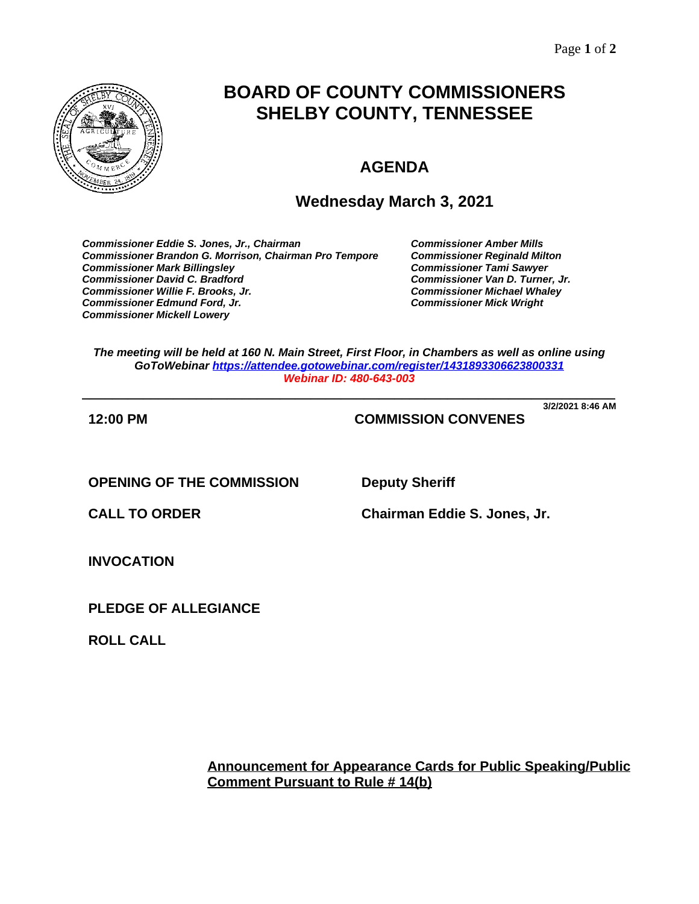# BOARD OF COUNTY COMMISSIONERS SHELBY COUNTY, TENNESSEE

## AGENDA

## Wednesday March 3, 2021

*Commissioner Eddie S. Jones, Jr., Chairman*
*Commissioner Brandon G. Morrison, Chairman Pro Tempore*
*Commissioner Mark Billingsley*
*Commissioner David C. Bradford*
*Commissioner Willie F. Brooks, Jr.*
*Commissioner Edmund Ford, Jr.*
*Commissioner Mickell Lowery*
*Commissioner Amber Mills*
*Commissioner Reginald Milton*
*Commissioner Tami Sawyer*
*Commissioner Van D. Turner, Jr.*
*Commissioner Michael Whaley*
*Commissioner Mick Wright*

*The meeting will be held at 160 N. Main Street, First Floor, in Chambers as well as online using GoToWebinar [https://attendee.gotowebinar.com/register/1431893306623800331](https://attendee.gotowebinar.com/register/1431893306623800331)*
*Webinar ID: 480-643-003*

---

**3/2/2021 8:46 AM**

**12:00 PM** **COMMISSION CONVENES**

**OPENING OF THE COMMISSION** **Deputy Sheriff**

**CALL TO ORDER** **Chairman Eddie S. Jones, Jr.**

**INVOCATION**

**PLEDGE OF ALLEGIANCE**

**ROLL CALL**

**Announcement for Appearance Cards for Public Speaking/Public Comment Pursuant to Rule # 14(b)**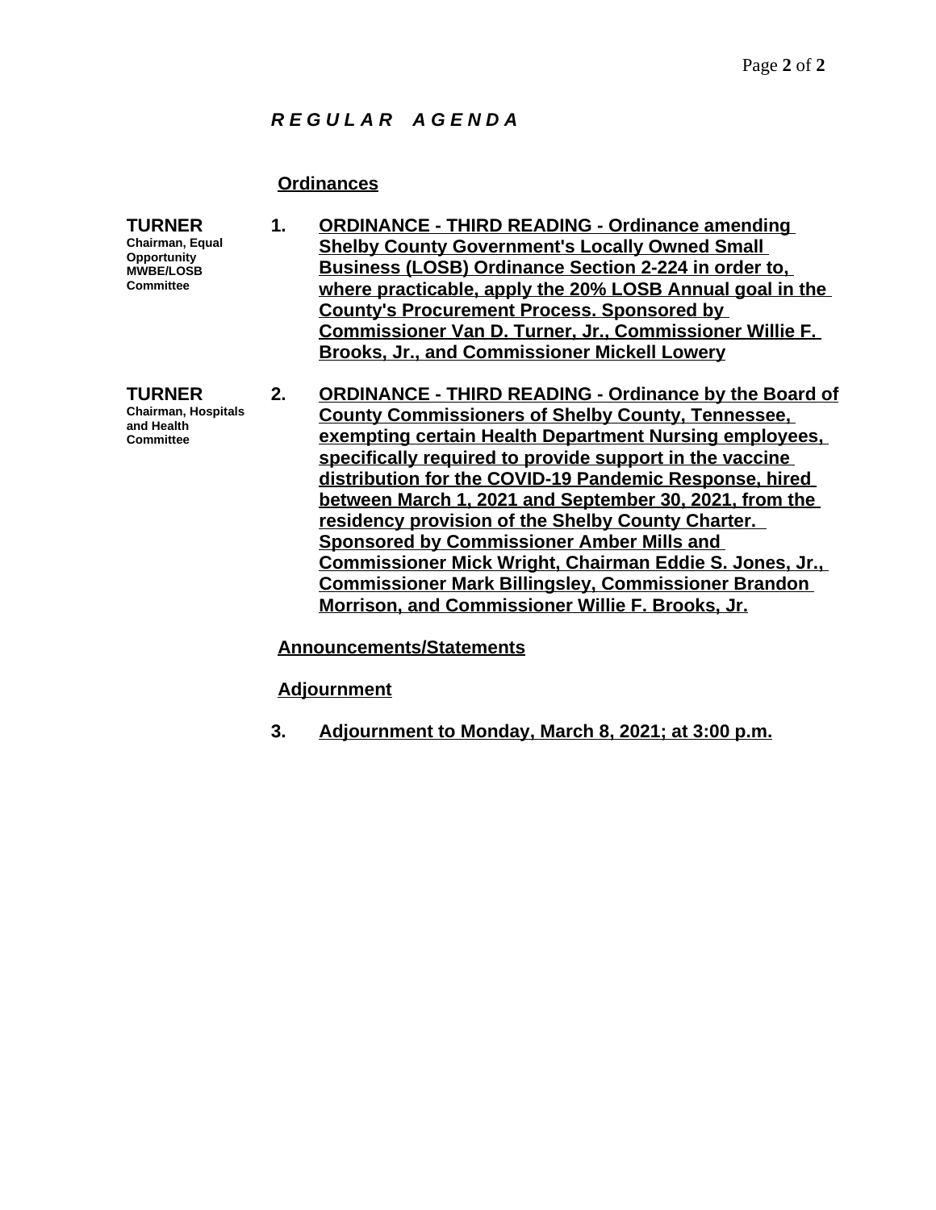## *R E G U L A R   A G E N D A*

### Ordinances

**TURNER**
**Chairman, Equal Opportunity MWBE/LOSB Committee**

1. **ORDINANCE - THIRD READING - Ordinance amending Shelby County Government's Locally Owned Small Business (LOSB) Ordinance Section 2-224 in order to, where practicable, apply the 20% LOSB Annual goal in the County's Procurement Process. Sponsored by Commissioner Van D. Turner, Jr., Commissioner Willie F. Brooks, Jr., and Commissioner Mickell Lowery**

**TURNER**
**Chairman, Hospitals and Health Committee**

2. **ORDINANCE - THIRD READING - Ordinance by the Board of County Commissioners of Shelby County, Tennessee, exempting certain Health Department Nursing employees, specifically required to provide support in the vaccine distribution for the COVID-19 Pandemic Response, hired between March 1, 2021 and September 30, 2021, from the residency provision of the Shelby County Charter. Sponsored by Commissioner Amber Mills and Commissioner Mick Wright, Chairman Eddie S. Jones, Jr., Commissioner Mark Billingsley, Commissioner Brandon Morrison, and Commissioner Willie F. Brooks, Jr.**

### Announcements/Statements

### Adjournment

3. **Adjournment to Monday, March 8, 2021; at 3:00 p.m.**